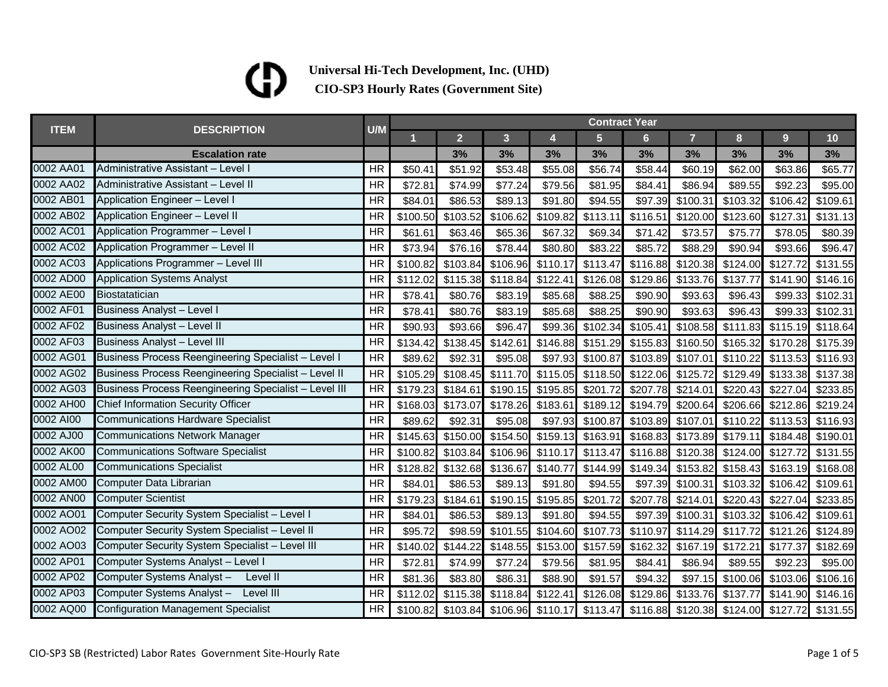**Universal Hi-Tech Development, Inc. (UHD)**

**CIO-SP3 Hourly Rates (Government Site)**

| ITEM | DESCRIPTION | U/M | Contract Year | | | | | | | | | |
|---|---|---|---|---|---|---|---|---|---|---|---|---|
| | | | 1 | 2 | 3 | 4 | 5 | 6 | 7 | 8 | 9 | 10 |
| | **Escalation rate** | | | 3% | 3% | 3% | 3% | 3% | 3% | 3% | 3% | 3% |
| 0002 AA01 | Administrative Assistant – Level I | HR | $50.41 | $51.92 | $53.48 | $55.08 | $56.74 | $58.44 | $60.19 | $62.00 | $63.86 | $65.77 |
| 0002 AA02 | Administrative Assistant – Level II | HR | $72.81 | $74.99 | $77.24 | $79.56 | $81.95 | $84.41 | $86.94 | $89.55 | $92.23 | $95.00 |
| 0002 AB01 | Application Engineer – Level I | HR | $84.01 | $86.53 | $89.13 | $91.80 | $94.55 | $97.39 | $100.31 | $103.32 | $106.42 | $109.61 |
| 0002 AB02 | Application Engineer – Level II | HR | $100.50 | $103.52 | $106.62 | $109.82 | $113.11 | $116.51 | $120.00 | $123.60 | $127.31 | $131.13 |
| 0002 AC01 | Application Programmer – Level I | HR | $61.61 | $63.46 | $65.36 | $67.32 | $69.34 | $71.42 | $73.57 | $75.77 | $78.05 | $80.39 |
| 0002 AC02 | Application Programmer – Level II | HR | $73.94 | $76.16 | $78.44 | $80.80 | $83.22 | $85.72 | $88.29 | $90.94 | $93.66 | $96.47 |
| 0002 AC03 | Applications Programmer – Level III | HR | $100.82 | $103.84 | $106.96 | $110.17 | $113.47 | $116.88 | $120.38 | $124.00 | $127.72 | $131.55 |
| 0002 AD00 | Application Systems Analyst | HR | $112.02 | $115.38 | $118.84 | $122.41 | $126.08 | $129.86 | $133.76 | $137.77 | $141.90 | $146.16 |
| 0002 AE00 | Biostataticain | HR | $78.41 | $80.76 | $83.19 | $85.68 | $88.25 | $90.90 | $93.63 | $96.43 | $99.33 | $102.31 |
| 0002 AF01 | Business Analyst – Level I | HR | $78.41 | $80.76 | $83.19 | $85.68 | $88.25 | $90.90 | $93.63 | $96.43 | $99.33 | $102.31 |
| 0002 AF02 | Business Analyst – Level II | HR | $90.93 | $93.66 | $96.47 | $99.36 | $102.34 | $105.41 | $108.58 | $111.83 | $115.19 | $118.64 |
| 0002 AF03 | Business Analyst – Level III | HR | $134.42 | $138.45 | $142.61 | $146.88 | $151.29 | $155.83 | $160.50 | $165.32 | $170.28 | $175.39 |
| 0002 AG01 | Business Process Reengineering Specialist – Level I | HR | $89.62 | $92.31 | $95.08 | $97.93 | $100.87 | $103.89 | $107.01 | $110.22 | $113.53 | $116.93 |
| 0002 AG02 | Business Process Reengineering Specialist – Level II | HR | $105.29 | $108.45 | $111.70 | $115.05 | $118.50 | $122.06 | $125.72 | $129.49 | $133.38 | $137.38 |
| 0002 AG03 | Business Process Reengineering Specialist – Level III | HR | $179.23 | $184.61 | $190.15 | $195.85 | $201.72 | $207.78 | $214.01 | $220.43 | $227.04 | $233.85 |
| 0002 AH00 | Chief Information Security Officer | HR | $168.03 | $173.07 | $178.26 | $183.61 | $189.12 | $194.79 | $200.64 | $206.66 | $212.86 | $219.24 |
| 0002 AI00 | Communications Hardware Specialist | HR | $89.62 | $92.31 | $95.08 | $97.93 | $100.87 | $103.89 | $107.01 | $110.22 | $113.53 | $116.93 |
| 0002 AJ00 | Communications Network Manager | HR | $145.63 | $150.00 | $154.50 | $159.13 | $163.91 | $168.83 | $173.89 | $179.11 | $184.48 | $190.01 |
| 0002 AK00 | Communications Software Specialist | HR | $100.82 | $103.84 | $106.96 | $110.17 | $113.47 | $116.88 | $120.38 | $124.00 | $127.72 | $131.55 |
| 0002 AL00 | Communications Specialist | HR | $128.82 | $132.68 | $136.67 | $140.77 | $144.99 | $149.34 | $153.82 | $158.43 | $163.19 | $168.08 |
| 0002 AM00 | Computer Data Librarian | HR | $84.01 | $86.53 | $89.13 | $91.80 | $94.55 | $97.39 | $100.31 | $103.32 | $106.42 | $109.61 |
| 0002 AN00 | Computer Scientist | HR | $179.23 | $184.61 | $190.15 | $195.85 | $201.72 | $207.78 | $214.01 | $220.43 | $227.04 | $233.85 |
| 0002 AO01 | Computer Security System Specialist – Level I | HR | $84.01 | $86.53 | $89.13 | $91.80 | $94.55 | $97.39 | $100.31 | $103.32 | $106.42 | $109.61 |
| 0002 AO02 | Computer Security System Specialist – Level II | HR | $95.72 | $98.59 | $101.55 | $104.60 | $107.73 | $110.97 | $114.29 | $117.72 | $121.26 | $124.89 |
| 0002 AO03 | Computer Security System Specialist – Level III | HR | $140.02 | $144.22 | $148.55 | $153.00 | $157.59 | $162.32 | $167.19 | $172.21 | $177.37 | $182.69 |
| 0002 AP01 | Computer Systems Analyst – Level I | HR | $72.81 | $74.99 | $77.24 | $79.56 | $81.95 | $84.41 | $86.94 | $89.55 | $92.23 | $95.00 |
| 0002 AP02 | Computer Systems Analyst – Level II | HR | $81.36 | $83.80 | $86.31 | $88.90 | $91.57 | $94.32 | $97.15 | $100.06 | $103.06 | $106.16 |
| 0002 AP03 | Computer Systems Analyst – Level III | HR | $112.02 | $115.38 | $118.84 | $122.41 | $126.08 | $129.86 | $133.76 | $137.77 | $141.90 | $146.16 |
| 0002 AQ00 | Configuration Management Specialist | HR | $100.82 | $103.84 | $106.96 | $110.17 | $113.47 | $116.88 | $120.38 | $124.00 | $127.72 | $131.55 |

CIO-SP3 SB (Restricted) Labor Rates Government Site-Hourly Rate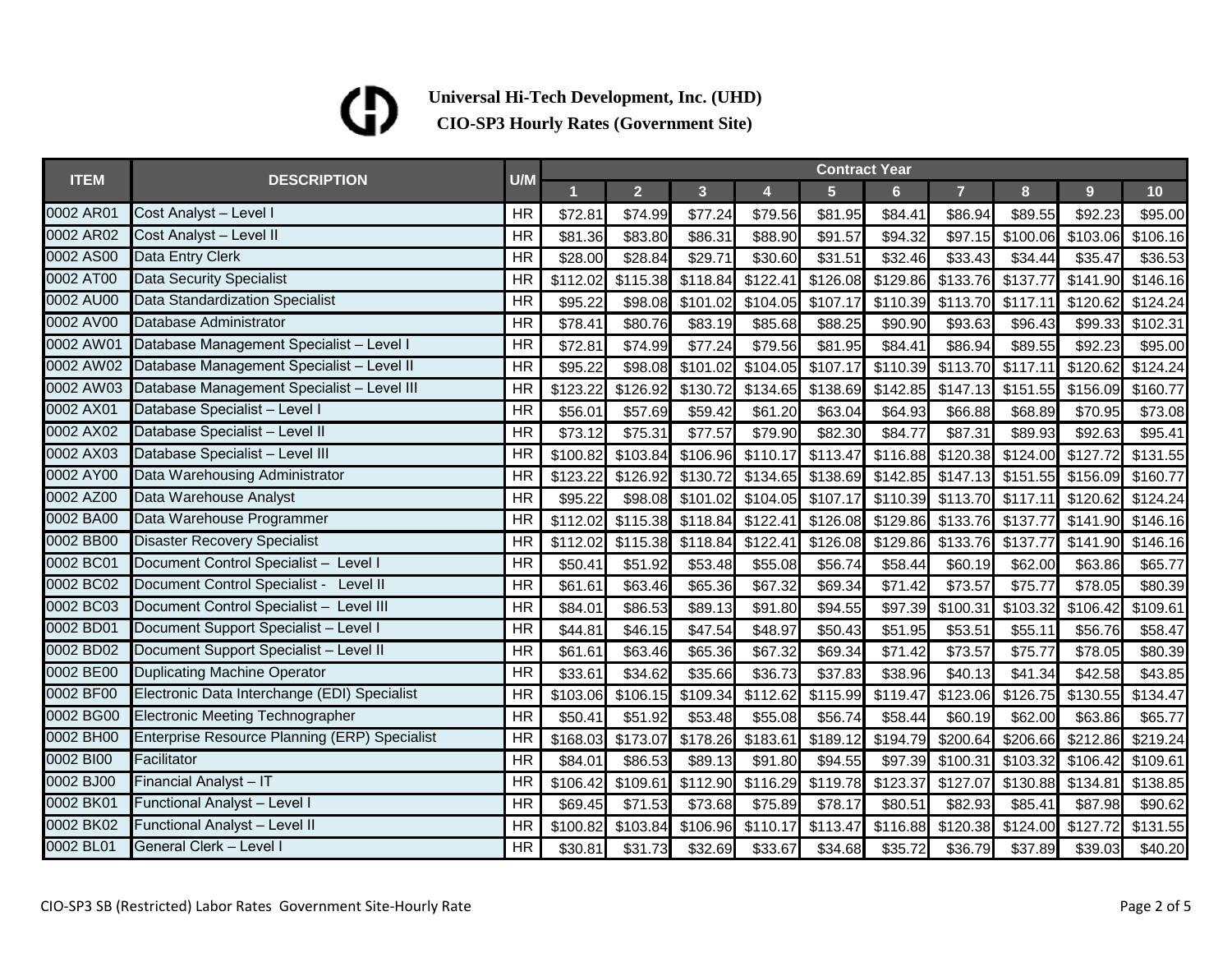**Universal Hi-Tech Development, Inc. (UHD)**

**CIO-SP3 Hourly Rates (Government Site)**

| ITEM | DESCRIPTION | U/M | Contract Year | | | | | | | | | |
|---|---|---|---|---|---|---|---|---|---|---|---|---|
| | | | 1 | 2 | 3 | 4 | 5 | 6 | 7 | 8 | 9 | 10 |
| 0002 AR01 | Cost Analyst – Level I | HR | $72.81 | $74.99 | $77.24 | $79.56 | $81.95 | $84.41 | $86.94 | $89.55 | $92.23 | $95.00 |
| 0002 AR02 | Cost Analyst – Level II | HR | $81.36 | $83.80 | $86.31 | $88.90 | $91.57 | $94.32 | $97.15 | $100.06 | $103.06 | $106.16 |
| 0002 AS00 | Data Entry Clerk | HR | $28.00 | $28.84 | $29.71 | $30.60 | $31.51 | $32.46 | $33.43 | $34.44 | $35.47 | $36.53 |
| 0002 AT00 | Data Security Specialist | HR | $112.02 | $115.38 | $118.84 | $122.41 | $126.08 | $129.86 | $133.76 | $137.77 | $141.90 | $146.16 |
| 0002 AU00 | Data Standardization Specialist | HR | $95.22 | $98.08 | $101.02 | $104.05 | $107.17 | $110.39 | $113.70 | $117.11 | $120.62 | $124.24 |
| 0002 AV00 | Database Administrator | HR | $78.41 | $80.76 | $83.19 | $85.68 | $88.25 | $90.90 | $93.63 | $96.43 | $99.33 | $102.31 |
| 0002 AW01 | Database Management Specialist – Level I | HR | $72.81 | $74.99 | $77.24 | $79.56 | $81.95 | $84.41 | $86.94 | $89.55 | $92.23 | $95.00 |
| 0002 AW02 | Database Management Specialist – Level II | HR | $95.22 | $98.08 | $101.02 | $104.05 | $107.17 | $110.39 | $113.70 | $117.11 | $120.62 | $124.24 |
| 0002 AW03 | Database Management Specialist – Level III | HR | $123.22 | $126.92 | $130.72 | $134.65 | $138.69 | $142.85 | $147.13 | $151.55 | $156.09 | $160.77 |
| 0002 AX01 | Database Specialist – Level I | HR | $56.01 | $57.69 | $59.42 | $61.20 | $63.04 | $64.93 | $66.88 | $68.89 | $70.95 | $73.08 |
| 0002 AX02 | Database Specialist – Level II | HR | $73.12 | $75.31 | $77.57 | $79.90 | $82.30 | $84.77 | $87.31 | $89.93 | $92.63 | $95.41 |
| 0002 AX03 | Database Specialist – Level III | HR | $100.82 | $103.84 | $106.96 | $110.17 | $113.47 | $116.88 | $120.38 | $124.00 | $127.72 | $131.55 |
| 0002 AY00 | Data Warehousing Administrator | HR | $123.22 | $126.92 | $130.72 | $134.65 | $138.69 | $142.85 | $147.13 | $151.55 | $156.09 | $160.77 |
| 0002 AZ00 | Data Warehouse Analyst | HR | $95.22 | $98.08 | $101.02 | $104.05 | $107.17 | $110.39 | $113.70 | $117.11 | $120.62 | $124.24 |
| 0002 BA00 | Data Warehouse Programmer | HR | $112.02 | $115.38 | $118.84 | $122.41 | $126.08 | $129.86 | $133.76 | $137.77 | $141.90 | $146.16 |
| 0002 BB00 | Disaster Recovery Specialist | HR | $112.02 | $115.38 | $118.84 | $122.41 | $126.08 | $129.86 | $133.76 | $137.77 | $141.90 | $146.16 |
| 0002 BC01 | Document Control Specialist – Level I | HR | $50.41 | $51.92 | $53.48 | $55.08 | $56.74 | $58.44 | $60.19 | $62.00 | $63.86 | $65.77 |
| 0002 BC02 | Document Control Specialist - Level II | HR | $61.61 | $63.46 | $65.36 | $67.32 | $69.34 | $71.42 | $73.57 | $75.77 | $78.05 | $80.39 |
| 0002 BC03 | Document Control Specialist – Level III | HR | $84.01 | $86.53 | $89.13 | $91.80 | $94.55 | $97.39 | $100.31 | $103.32 | $106.42 | $109.61 |
| 0002 BD01 | Document Support Specialist – Level I | HR | $44.81 | $46.15 | $47.54 | $48.97 | $50.43 | $51.95 | $53.51 | $55.11 | $56.76 | $58.47 |
| 0002 BD02 | Document Support Specialist – Level II | HR | $61.61 | $63.46 | $65.36 | $67.32 | $69.34 | $71.42 | $73.57 | $75.77 | $78.05 | $80.39 |
| 0002 BE00 | Duplicating Machine Operator | HR | $33.61 | $34.62 | $35.66 | $36.73 | $37.83 | $38.96 | $40.13 | $41.34 | $42.58 | $43.85 |
| 0002 BF00 | Electronic Data Interchange (EDI) Specialist | HR | $103.06 | $106.15 | $109.34 | $112.62 | $115.99 | $119.47 | $123.06 | $126.75 | $130.55 | $134.47 |
| 0002 BG00 | Electronic Meeting Technographer | HR | $50.41 | $51.92 | $53.48 | $55.08 | $56.74 | $58.44 | $60.19 | $62.00 | $63.86 | $65.77 |
| 0002 BH00 | Enterprise Resource Planning (ERP) Specialist | HR | $168.03 | $173.07 | $178.26 | $183.61 | $189.12 | $194.79 | $200.64 | $206.66 | $212.86 | $219.24 |
| 0002 BI00 | Facilitator | HR | $84.01 | $86.53 | $89.13 | $91.80 | $94.55 | $97.39 | $100.31 | $103.32 | $106.42 | $109.61 |
| 0002 BJ00 | Financial Analyst – IT | HR | $106.42 | $109.61 | $112.90 | $116.29 | $119.78 | $123.37 | $127.07 | $130.88 | $134.81 | $138.85 |
| 0002 BK01 | Functional Analyst – Level I | HR | $69.45 | $71.53 | $73.68 | $75.89 | $78.17 | $80.51 | $82.93 | $85.41 | $87.98 | $90.62 |
| 0002 BK02 | Functional Analyst – Level II | HR | $100.82 | $103.84 | $106.96 | $110.17 | $113.47 | $116.88 | $120.38 | $124.00 | $127.72 | $131.55 |
| 0002 BL01 | General Clerk – Level I | HR | $30.81 | $31.73 | $32.69 | $33.67 | $34.68 | $35.72 | $36.79 | $37.89 | $39.03 | $40.20 |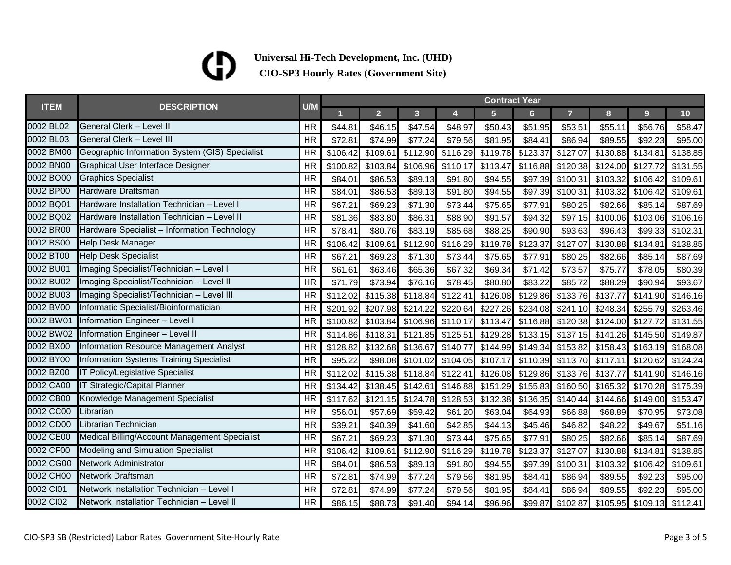**Universal Hi-Tech Development, Inc. (UHD)**

**CIO-SP3 Hourly Rates (Government Site)**

| ITEM | DESCRIPTION | U/M | Contract Year | | | | | | | | | |
|---|---|---|---|---|---|---|---|---|---|---|---|---|
| | | | 1 | 2 | 3 | 4 | 5 | 6 | 7 | 8 | 9 | 10 |
| 0002 BL02 | General Clerk – Level II | HR | $44.81 | $46.15 | $47.54 | $48.97 | $50.43 | $51.95 | $53.51 | $55.11 | $56.76 | $58.47 |
| 0002 BL03 | General Clerk – Level III | HR | $72.81 | $74.99 | $77.24 | $79.56 | $81.95 | $84.41 | $86.94 | $89.55 | $92.23 | $95.00 |
| 0002 BM00 | Geographic Information System (GIS) Specialist | HR | $106.42 | $109.61 | $112.90 | $116.29 | $119.78 | $123.37 | $127.07 | $130.88 | $134.81 | $138.85 |
| 0002 BN00 | Graphical User Interface Designer | HR | $100.82 | $103.84 | $106.96 | $110.17 | $113.47 | $116.88 | $120.38 | $124.00 | $127.72 | $131.55 |
| 0002 BO00 | Graphics Specialist | HR | $84.01 | $86.53 | $89.13 | $91.80 | $94.55 | $97.39 | $100.31 | $103.32 | $106.42 | $109.61 |
| 0002 BP00 | Hardware Draftsman | HR | $84.01 | $86.53 | $89.13 | $91.80 | $94.55 | $97.39 | $100.31 | $103.32 | $106.42 | $109.61 |
| 0002 BQ01 | Hardware Installation Technician – Level I | HR | $67.21 | $69.23 | $71.30 | $73.44 | $75.65 | $77.91 | $80.25 | $82.66 | $85.14 | $87.69 |
| 0002 BQ02 | Hardware Installation Technician – Level II | HR | $81.36 | $83.80 | $86.31 | $88.90 | $91.57 | $94.32 | $97.15 | $100.06 | $103.06 | $106.16 |
| 0002 BR00 | Hardware Specialist – Information Technology | HR | $78.41 | $80.76 | $83.19 | $85.68 | $88.25 | $90.90 | $93.63 | $96.43 | $99.33 | $102.31 |
| 0002 BS00 | Help Desk Manager | HR | $106.42 | $109.61 | $112.90 | $116.29 | $119.78 | $123.37 | $127.07 | $130.88 | $134.81 | $138.85 |
| 0002 BT00 | Help Desk Specialist | HR | $67.21 | $69.23 | $71.30 | $73.44 | $75.65 | $77.91 | $80.25 | $82.66 | $85.14 | $87.69 |
| 0002 BU01 | Imaging Specialist/Technician – Level I | HR | $61.61 | $63.46 | $65.36 | $67.32 | $69.34 | $71.42 | $73.57 | $75.77 | $78.05 | $80.39 |
| 0002 BU02 | Imaging Specialist/Technician – Level II | HR | $71.79 | $73.94 | $76.16 | $78.45 | $80.80 | $83.22 | $85.72 | $88.29 | $90.94 | $93.67 |
| 0002 BU03 | Imaging Specialist/Technician – Level III | HR | $112.02 | $115.38 | $118.84 | $122.41 | $126.08 | $129.86 | $133.76 | $137.77 | $141.90 | $146.16 |
| 0002 BV00 | Informatic Specialist/Bioinformatician | HR | $201.92 | $207.98 | $214.22 | $220.64 | $227.26 | $234.08 | $241.10 | $248.34 | $255.79 | $263.46 |
| 0002 BW01 | Information Engineer – Level I | HR | $100.82 | $103.84 | $106.96 | $110.17 | $113.47 | $116.88 | $120.38 | $124.00 | $127.72 | $131.55 |
| 0002 BW02 | Information Engineer – Level II | HR | $114.86 | $118.31 | $121.85 | $125.51 | $129.28 | $133.15 | $137.15 | $141.26 | $145.50 | $149.87 |
| 0002 BX00 | Information Resource Management Analyst | HR | $128.82 | $132.68 | $136.67 | $140.77 | $144.99 | $149.34 | $153.82 | $158.43 | $163.19 | $168.08 |
| 0002 BY00 | Information Systems Training Specialist | HR | $95.22 | $98.08 | $101.02 | $104.05 | $107.17 | $110.39 | $113.70 | $117.11 | $120.62 | $124.24 |
| 0002 BZ00 | IT Policy/Legislative Specialist | HR | $112.02 | $115.38 | $118.84 | $122.41 | $126.08 | $129.86 | $133.76 | $137.77 | $141.90 | $146.16 |
| 0002 CA00 | IT Strategic/Capital Planner | HR | $134.42 | $138.45 | $142.61 | $146.88 | $151.29 | $155.83 | $160.50 | $165.32 | $170.28 | $175.39 |
| 0002 CB00 | Knowledge Management Specialist | HR | $117.62 | $121.15 | $124.78 | $128.53 | $132.38 | $136.35 | $140.44 | $144.66 | $149.00 | $153.47 |
| 0002 CC00 | Librarian | HR | $56.01 | $57.69 | $59.42 | $61.20 | $63.04 | $64.93 | $66.88 | $68.89 | $70.95 | $73.08 |
| 0002 CD00 | Librarian Technician | HR | $39.21 | $40.39 | $41.60 | $42.85 | $44.13 | $45.46 | $46.82 | $48.22 | $49.67 | $51.16 |
| 0002 CE00 | Medical Billing/Account Management Specialist | HR | $67.21 | $69.23 | $71.30 | $73.44 | $75.65 | $77.91 | $80.25 | $82.66 | $85.14 | $87.69 |
| 0002 CF00 | Modeling and Simulation Specialist | HR | $106.42 | $109.61 | $112.90 | $116.29 | $119.78 | $123.37 | $127.07 | $130.88 | $134.81 | $138.85 |
| 0002 CG00 | Network Administrator | HR | $84.01 | $86.53 | $89.13 | $91.80 | $94.55 | $97.39 | $100.31 | $103.32 | $106.42 | $109.61 |
| 0002 CH00 | Network Draftsman | HR | $72.81 | $74.99 | $77.24 | $79.56 | $81.95 | $84.41 | $86.94 | $89.55 | $92.23 | $95.00 |
| 0002 CI01 | Network Installation Technician – Level I | HR | $72.81 | $74.99 | $77.24 | $79.56 | $81.95 | $84.41 | $86.94 | $89.55 | $92.23 | $95.00 |
| 0002 CI02 | Network Installation Technician – Level II | HR | $86.15 | $88.73 | $91.40 | $94.14 | $96.96 | $99.87 | $102.87 | $105.95 | $109.13 | $112.41 |

CIO-SP3 SB (Restricted) Labor Rates Government Site-Hourly Rate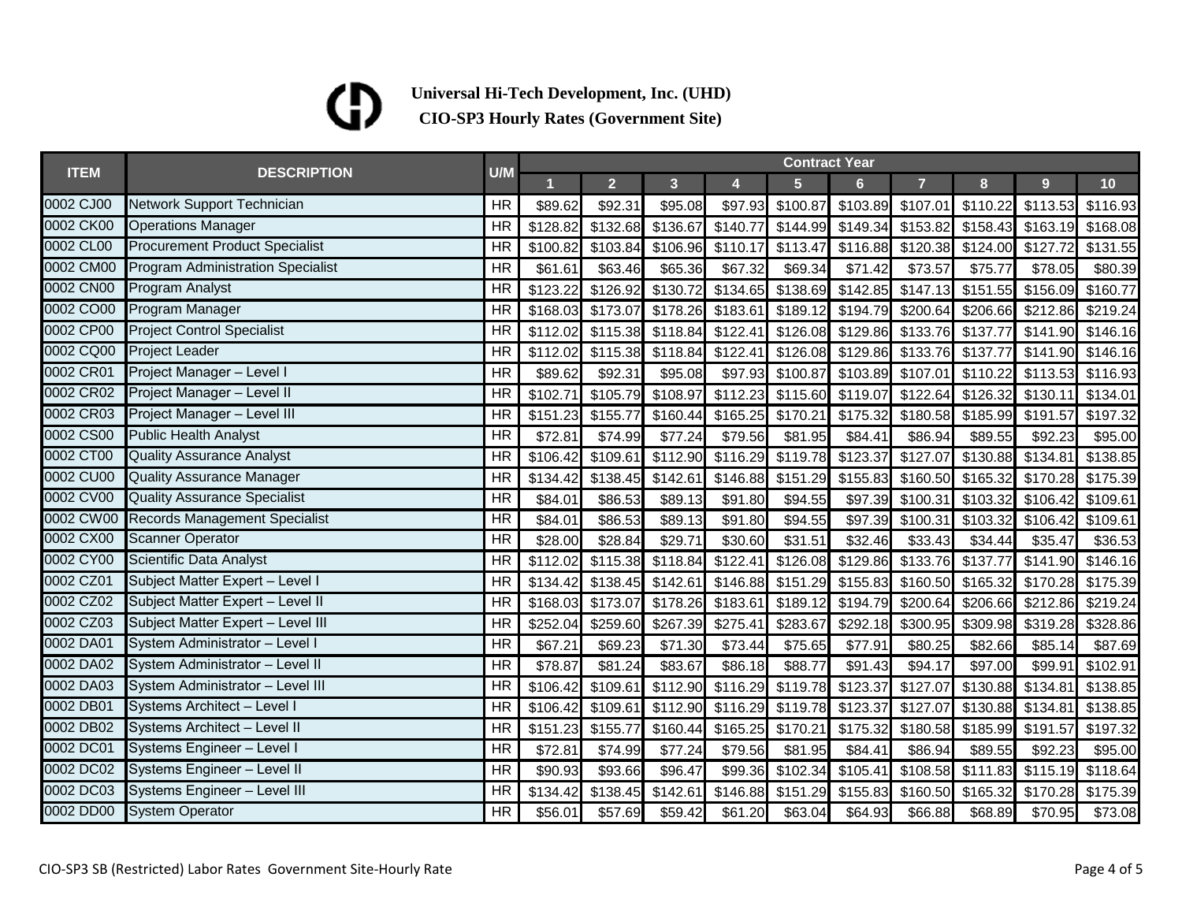**Universal Hi-Tech Development, Inc. (UHD)**

**CIO-SP3 Hourly Rates (Government Site)**

| ITEM | DESCRIPTION | U/M | Contract Year | | | | | | | | | |
|---|---|---|---|---|---|---|---|---|---|---|---|---|
| | | | 1 | 2 | 3 | 4 | 5 | 6 | 7 | 8 | 9 | 10 |
| 0002 CJ00 | Network Support Technician | HR | $89.62 | $92.31 | $95.08 | $97.93 | $100.87 | $103.89 | $107.01 | $110.22 | $113.53 | $116.93 |
| 0002 CK00 | Operations Manager | HR | $128.82 | $132.68 | $136.67 | $140.77 | $144.99 | $149.34 | $153.82 | $158.43 | $163.19 | $168.08 |
| 0002 CL00 | Procurement Product Specialist | HR | $100.82 | $103.84 | $106.96 | $110.17 | $113.47 | $116.88 | $120.38 | $124.00 | $127.72 | $131.55 |
| 0002 CM00 | Program Administration Specialist | HR | $61.61 | $63.46 | $65.36 | $67.32 | $69.34 | $71.42 | $73.57 | $75.77 | $78.05 | $80.39 |
| 0002 CN00 | Program Analyst | HR | $123.22 | $126.92 | $130.72 | $134.65 | $138.69 | $142.85 | $147.13 | $151.55 | $156.09 | $160.77 |
| 0002 CO00 | Program Manager | HR | $168.03 | $173.07 | $178.26 | $183.61 | $189.12 | $194.79 | $200.64 | $206.66 | $212.86 | $219.24 |
| 0002 CP00 | Project Control Specialist | HR | $112.02 | $115.38 | $118.84 | $122.41 | $126.08 | $129.86 | $133.76 | $137.77 | $141.90 | $146.16 |
| 0002 CQ00 | Project Leader | HR | $112.02 | $115.38 | $118.84 | $122.41 | $126.08 | $129.86 | $133.76 | $137.77 | $141.90 | $146.16 |
| 0002 CR01 | Project Manager – Level I | HR | $89.62 | $92.31 | $95.08 | $97.93 | $100.87 | $103.89 | $107.01 | $110.22 | $113.53 | $116.93 |
| 0002 CR02 | Project Manager – Level II | HR | $102.71 | $105.79 | $108.97 | $112.23 | $115.60 | $119.07 | $122.64 | $126.32 | $130.11 | $134.01 |
| 0002 CR03 | Project Manager – Level III | HR | $151.23 | $155.77 | $160.44 | $165.25 | $170.21 | $175.32 | $180.58 | $185.99 | $191.57 | $197.32 |
| 0002 CS00 | Public Health Analyst | HR | $72.81 | $74.99 | $77.24 | $79.56 | $81.95 | $84.41 | $86.94 | $89.55 | $92.23 | $95.00 |
| 0002 CT00 | Quality Assurance Analyst | HR | $106.42 | $109.61 | $112.90 | $116.29 | $119.78 | $123.37 | $127.07 | $130.88 | $134.81 | $138.85 |
| 0002 CU00 | Quality Assurance Manager | HR | $134.42 | $138.45 | $142.61 | $146.88 | $151.29 | $155.83 | $160.50 | $165.32 | $170.28 | $175.39 |
| 0002 CV00 | Quality Assurance Specialist | HR | $84.01 | $86.53 | $89.13 | $91.80 | $94.55 | $97.39 | $100.31 | $103.32 | $106.42 | $109.61 |
| 0002 CW00 | Records Management Specialist | HR | $84.01 | $86.53 | $89.13 | $91.80 | $94.55 | $97.39 | $100.31 | $103.32 | $106.42 | $109.61 |
| 0002 CX00 | Scanner Operator | HR | $28.00 | $28.84 | $29.71 | $30.60 | $31.51 | $32.46 | $33.43 | $34.44 | $35.47 | $36.53 |
| 0002 CY00 | Scientific Data Analyst | HR | $112.02 | $115.38 | $118.84 | $122.41 | $126.08 | $129.86 | $133.76 | $137.77 | $141.90 | $146.16 |
| 0002 CZ01 | Subject Matter Expert – Level I | HR | $134.42 | $138.45 | $142.61 | $146.88 | $151.29 | $155.83 | $160.50 | $165.32 | $170.28 | $175.39 |
| 0002 CZ02 | Subject Matter Expert – Level II | HR | $168.03 | $173.07 | $178.26 | $183.61 | $189.12 | $194.79 | $200.64 | $206.66 | $212.86 | $219.24 |
| 0002 CZ03 | Subject Matter Expert – Level III | HR | $252.04 | $259.60 | $267.39 | $275.41 | $283.67 | $292.18 | $300.95 | $309.98 | $319.28 | $328.86 |
| 0002 DA01 | System Administrator – Level I | HR | $67.21 | $69.23 | $71.30 | $73.44 | $75.65 | $77.91 | $80.25 | $82.66 | $85.14 | $87.69 |
| 0002 DA02 | System Administrator – Level II | HR | $78.87 | $81.24 | $83.67 | $86.18 | $88.77 | $91.43 | $94.17 | $97.00 | $99.91 | $102.91 |
| 0002 DA03 | System Administrator – Level III | HR | $106.42 | $109.61 | $112.90 | $116.29 | $119.78 | $123.37 | $127.07 | $130.88 | $134.81 | $138.85 |
| 0002 DB01 | Systems Architect – Level I | HR | $106.42 | $109.61 | $112.90 | $116.29 | $119.78 | $123.37 | $127.07 | $130.88 | $134.81 | $138.85 |
| 0002 DB02 | Systems Architect – Level II | HR | $151.23 | $155.77 | $160.44 | $165.25 | $170.21 | $175.32 | $180.58 | $185.99 | $191.57 | $197.32 |
| 0002 DC01 | Systems Engineer – Level I | HR | $72.81 | $74.99 | $77.24 | $79.56 | $81.95 | $84.41 | $86.94 | $89.55 | $92.23 | $95.00 |
| 0002 DC02 | Systems Engineer – Level II | HR | $90.93 | $93.66 | $96.47 | $99.36 | $102.34 | $105.41 | $108.58 | $111.83 | $115.19 | $118.64 |
| 0002 DC03 | Systems Engineer – Level III | HR | $134.42 | $138.45 | $142.61 | $146.88 | $151.29 | $155.83 | $160.50 | $165.32 | $170.28 | $175.39 |
| 0002 DD00 | System Operator | HR | $56.01 | $57.69 | $59.42 | $61.20 | $63.04 | $64.93 | $66.88 | $68.89 | $70.95 | $73.08 |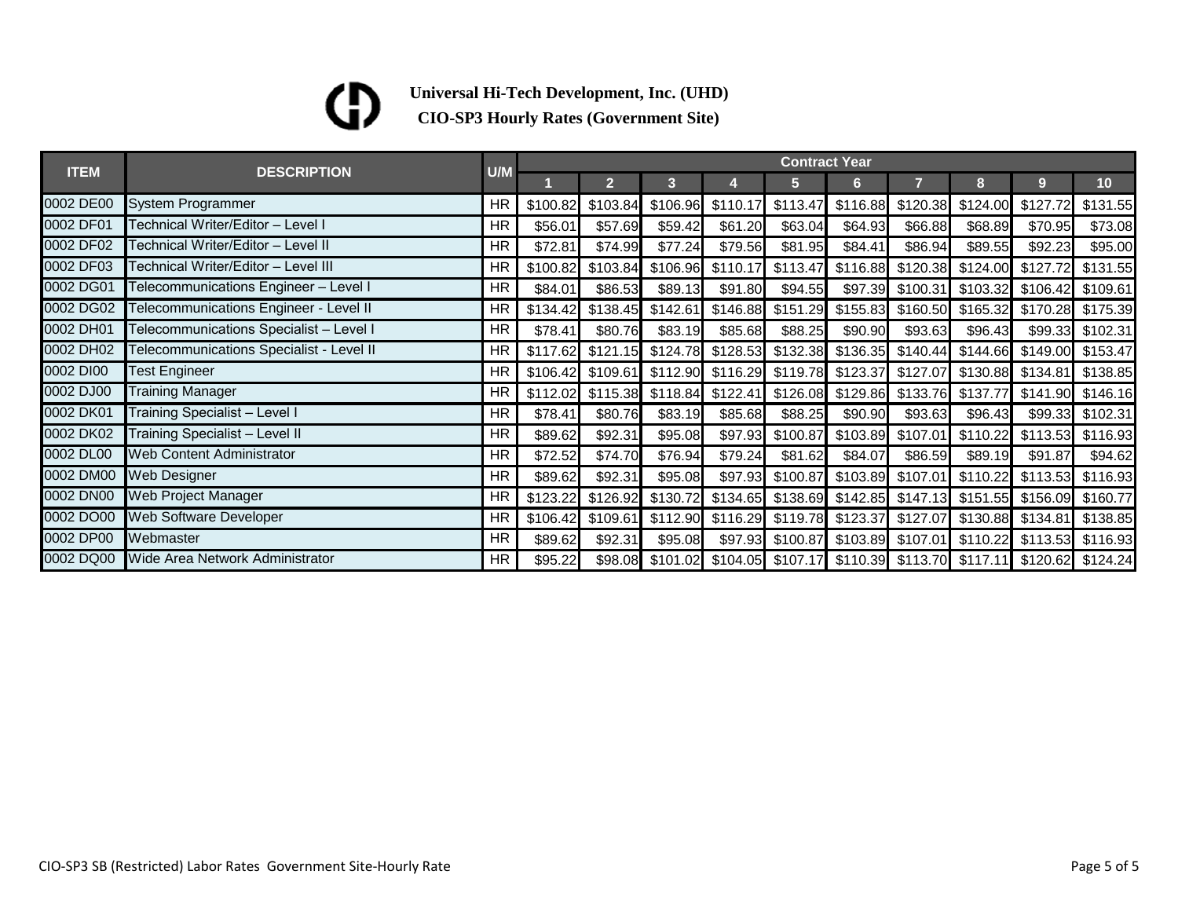**Universal Hi-Tech Development, Inc. (UHD)**

**CIO-SP3 Hourly Rates (Government Site)**

| ITEM | DESCRIPTION | U/M | Contract Year | | | | | | | | | |
|---|---|---|---|---|---|---|---|---|---|---|---|---|
| | | | 1 | 2 | 3 | 4 | 5 | 6 | 7 | 8 | 9 | 10 |
| 0002 DE00 | System Programmer | HR | $100.82 | $103.84 | $106.96 | $110.17 | $113.47 | $116.88 | $120.38 | $124.00 | $127.72 | $131.55 |
| 0002 DF01 | Technical Writer/Editor – Level I | HR | $56.01 | $57.69 | $59.42 | $61.20 | $63.04 | $64.93 | $66.88 | $68.89 | $70.95 | $73.08 |
| 0002 DF02 | Technical Writer/Editor – Level II | HR | $72.81 | $74.99 | $77.24 | $79.56 | $81.95 | $84.41 | $86.94 | $89.55 | $92.23 | $95.00 |
| 0002 DF03 | Technical Writer/Editor – Level III | HR | $100.82 | $103.84 | $106.96 | $110.17 | $113.47 | $116.88 | $120.38 | $124.00 | $127.72 | $131.55 |
| 0002 DG01 | Telecommunications Engineer – Level I | HR | $84.01 | $86.53 | $89.13 | $91.80 | $94.55 | $97.39 | $100.31 | $103.32 | $106.42 | $109.61 |
| 0002 DG02 | Telecommunications Engineer - Level II | HR | $134.42 | $138.45 | $142.61 | $146.88 | $151.29 | $155.83 | $160.50 | $165.32 | $170.28 | $175.39 |
| 0002 DH01 | Telecommunications Specialist – Level I | HR | $78.41 | $80.76 | $83.19 | $85.68 | $88.25 | $90.90 | $93.63 | $96.43 | $99.33 | $102.31 |
| 0002 DH02 | Telecommunications Specialist - Level II | HR | $117.62 | $121.15 | $124.78 | $128.53 | $132.38 | $136.35 | $140.44 | $144.66 | $149.00 | $153.47 |
| 0002 DI00 | Test Engineer | HR | $106.42 | $109.61 | $112.90 | $116.29 | $119.78 | $123.37 | $127.07 | $130.88 | $134.81 | $138.85 |
| 0002 DJ00 | Training Manager | HR | $112.02 | $115.38 | $118.84 | $122.41 | $126.08 | $129.86 | $133.76 | $137.77 | $141.90 | $146.16 |
| 0002 DK01 | Training Specialist – Level I | HR | $78.41 | $80.76 | $83.19 | $85.68 | $88.25 | $90.90 | $93.63 | $96.43 | $99.33 | $102.31 |
| 0002 DK02 | Training Specialist – Level II | HR | $89.62 | $92.31 | $95.08 | $97.93 | $100.87 | $103.89 | $107.01 | $110.22 | $113.53 | $116.93 |
| 0002 DL00 | Web Content Administrator | HR | $72.52 | $74.70 | $76.94 | $79.24 | $81.62 | $84.07 | $86.59 | $89.19 | $91.87 | $94.62 |
| 0002 DM00 | Web Designer | HR | $89.62 | $92.31 | $95.08 | $97.93 | $100.87 | $103.89 | $107.01 | $110.22 | $113.53 | $116.93 |
| 0002 DN00 | Web Project Manager | HR | $123.22 | $126.92 | $130.72 | $134.65 | $138.69 | $142.85 | $147.13 | $151.55 | $156.09 | $160.77 |
| 0002 DO00 | Web Software Developer | HR | $106.42 | $109.61 | $112.90 | $116.29 | $119.78 | $123.37 | $127.07 | $130.88 | $134.81 | $138.85 |
| 0002 DP00 | Webmaster | HR | $89.62 | $92.31 | $95.08 | $97.93 | $100.87 | $103.89 | $107.01 | $110.22 | $113.53 | $116.93 |
| 0002 DQ00 | Wide Area Network Administrator | HR | $95.22 | $98.08 | $101.02 | $104.05 | $107.17 | $110.39 | $113.70 | $117.11 | $120.62 | $124.24 |

CIO-SP3 SB (Restricted) Labor Rates Government Site-Hourly Rate